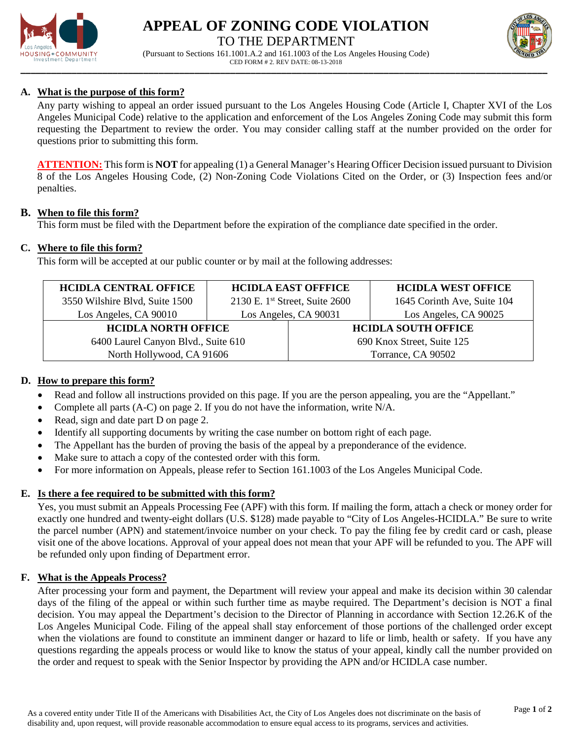# APPEAL OF ZONING CODE VIOLATION
## TO THE DEPARTMENT

(Pursuant to Sections 161.1001.A.2 and 161.1003 of the Los Angeles Housing Code)
CED FORM # 2. REV DATE: 08-13-2018

**A. What is the purpose of this form?**

Any party wishing to appeal an order issued pursuant to the Los Angeles Housing Code (Article I, Chapter XVI of the Los Angeles Municipal Code) relative to the application and enforcement of the Los Angeles Zoning Code may submit this form requesting the Department to review the order. You may consider calling staff at the number provided on the order for questions prior to submitting this form.

**ATTENTION:** This form is **NOT** for appealing (1) a General Manager's Hearing Officer Decision issued pursuant to Division 8 of the Los Angeles Housing Code, (2) Non-Zoning Code Violations Cited on the Order, or (3) Inspection fees and/or penalties.

**B. When to file this form?**

This form must be filed with the Department before the expiration of the compliance date specified in the order.

**C. Where to file this form?**

This form will be accepted at our public counter or by mail at the following addresses:

| HCIDLA CENTRAL OFFICE | HCIDLA EAST OFFICE | HCIDLA WEST OFFICE |
|---|---|---|
| 3550 Wilshire Blvd, Suite 1500<br>Los Angeles, CA 90010 | 2130 E. 1st Street, Suite 2600<br>Los Angeles, CA 90031 | 1645 Corinth Ave, Suite 104<br>Los Angeles, CA 90025 |
| **HCIDLA NORTH OFFICE** | **HCIDLA SOUTH OFFICE** | |
| 6400 Laurel Canyon Blvd., Suite 610<br>North Hollywood, CA 91606 | 690 Knox Street, Suite 125<br>Torrance, CA 90502 | |

**D. How to prepare this form?**

- Read and follow all instructions provided on this page. If you are the person appealing, you are the "Appellant."
- Complete all parts (A-C) on page 2. If you do not have the information, write N/A.
- Read, sign and date part D on page 2.
- Identify all supporting documents by writing the case number on bottom right of each page.
- The Appellant has the burden of proving the basis of the appeal by a preponderance of the evidence.
- Make sure to attach a copy of the contested order with this form.
- For more information on Appeals, please refer to Section 161.1003 of the Los Angeles Municipal Code.

**E. Is there a fee required to be submitted with this form?**

Yes, you must submit an Appeals Processing Fee (APF) with this form. If mailing the form, attach a check or money order for exactly one hundred and twenty-eight dollars (U.S. $128) made payable to "City of Los Angeles-HCIDLA." Be sure to write the parcel number (APN) and statement/invoice number on your check. To pay the filing fee by credit card or cash, please visit one of the above locations. Approval of your appeal does not mean that your APF will be refunded to you. The APF will be refunded only upon finding of Department error.

**F. What is the Appeals Process?**

After processing your form and payment, the Department will review your appeal and make its decision within 30 calendar days of the filing of the appeal or within such further time as maybe required. The Department's decision is NOT a final decision. You may appeal the Department's decision to the Director of Planning in accordance with Section 12.26.K of the Los Angeles Municipal Code. Filing of the appeal shall stay enforcement of those portions of the challenged order except when the violations are found to constitute an imminent danger or hazard to life or limb, health or safety. If you have any questions regarding the appeals process or would like to know the status of your appeal, kindly call the number provided on the order and request to speak with the Senior Inspector by providing the APN and/or HCIDLA case number.

As a covered entity under Title II of the Americans with Disabilities Act, the City of Los Angeles does not discriminate on the basis of disability and, upon request, will provide reasonable accommodation to ensure equal access to its programs, services and activities.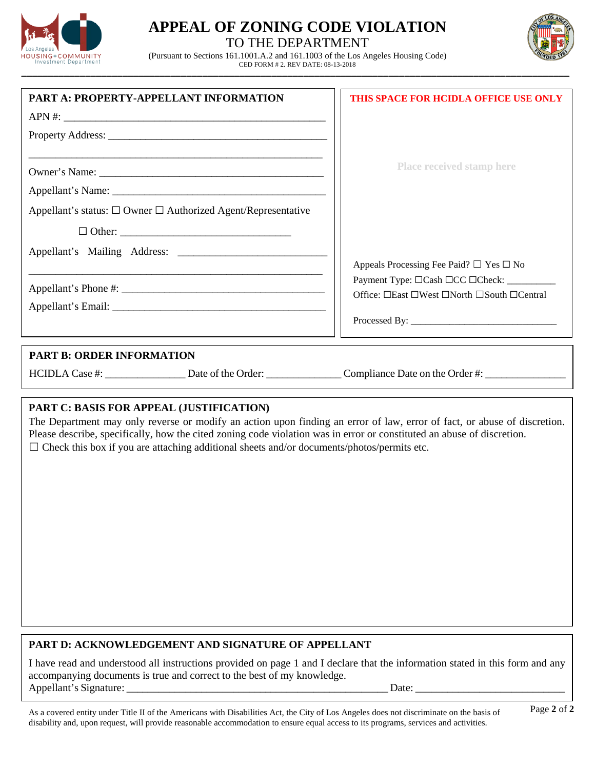# APPEAL OF ZONING CODE VIOLATION

TO THE DEPARTMENT

(Pursuant to Sections 161.1001.A.2 and 161.1003 of the Los Angeles Housing Code)

CED FORM # 2. REV DATE: 08-13-2018

## PART A: PROPERTY-APPELLANT INFORMATION

APN #: ________________________________________________

Property Address: __________________________________________

________________________________________________________

Owner's Name: _____________________________________________

Appellant's Name: __________________________________________

Appellant's status: ☐ Owner ☐ Authorized Agent/Representative

☐ Other: ________________________________

Appellant's Mailing Address: ___________________________

________________________________________________________

Appellant's Phone #: ______________________________________

Appellant's Email: __________________________________________

## THIS SPACE FOR HCIDLA OFFICE USE ONLY

Place received stamp here

Appeals Processing Fee Paid? ☐ Yes ☐ No

Payment Type: ☐Cash ☐CC ☐Check: __________

Office: ☐East ☐West ☐North ☐South ☐Central

Processed By: _____________________________

## PART B: ORDER INFORMATION

HCIDLA Case #: _______________ Date of the Order: ______________ Compliance Date on the Order #: _______________

## PART C: BASIS FOR APPEAL (JUSTIFICATION)

The Department may only reverse or modify an action upon finding an error of law, error of fact, or abuse of discretion. Please describe, specifically, how the cited zoning code violation was in error or constituted an abuse of discretion.

☐ Check this box if you are attaching additional sheets and/or documents/photos/permits etc.

## PART D: ACKNOWLEDGEMENT AND SIGNATURE OF APPELLANT

I have read and understood all instructions provided on page 1 and I declare that the information stated in this form and any accompanying documents is true and correct to the best of my knowledge.

Appellant's Signature: __________________________________________________ Date: ____________________________

As a covered entity under Title II of the Americans with Disabilities Act, the City of Los Angeles does not discriminate on the basis of disability and, upon request, will provide reasonable accommodation to ensure equal access to its programs, services and activities.